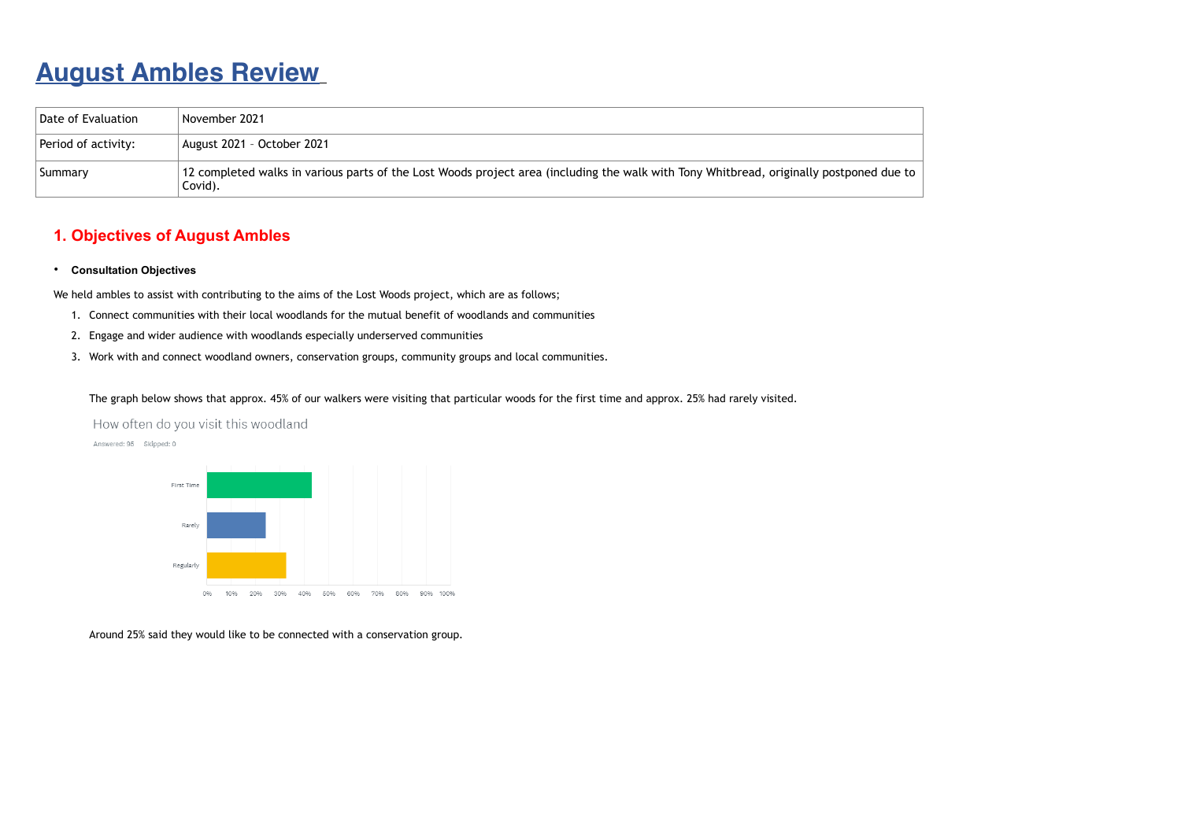# August Ambles Review

| Date of Evaluation | November 2021 |
|---|---|
| Period of activity: | August 2021 – October 2021 |
| Summary | 12 completed walks in various parts of the Lost Woods project area (including the walk with Tony Whitbread, originally postponed due to Covid). |

## 1. Objectives of August Ambles

- **Consultation Objectives**

We held ambles to assist with contributing to the aims of the Lost Woods project, which are as follows;

1. Connect communities with their local woodlands for the mutual benefit of woodlands and communities
2. Engage and wider audience with woodlands especially underserved communities
3. Work with and connect woodland owners, conservation groups, community groups and local communities.

The graph below shows that approx. 45% of our walkers were visiting that particular woods for the first time and approx. 25% had rarely visited.

How often do you visit this woodland

Answered: 95 Skipped: 0

Around 25% said they would like to be connected with a conservation group.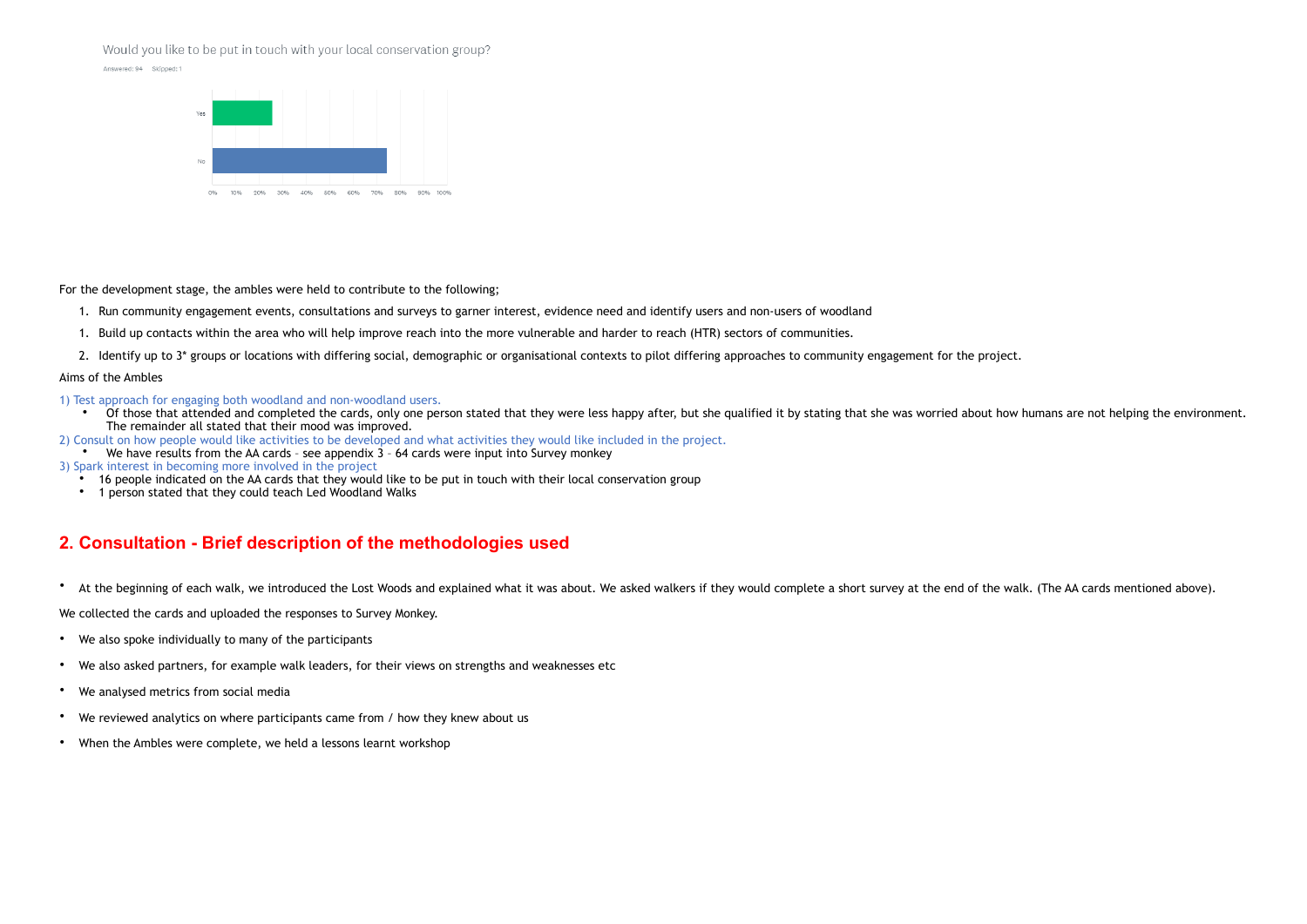Would you like to be put in touch with your local conservation group?

Answered: 94 Skipped: 1

| | |
|---|---|
| Yes | ~25% |
| No | ~74% |

For the development stage, the ambles were held to contribute to the following;

1. Run community engagement events, consultations and surveys to garner interest, evidence need and identify users and non-users of woodland
1. Build up contacts within the area who will help improve reach into the more vulnerable and harder to reach (HTR) sectors of communities.
2. Identify up to 3* groups or locations with differing social, demographic or organisational contexts to pilot differing approaches to community engagement for the project.

Aims of the Ambles

1) Test approach for engaging both woodland and non-woodland users.

- Of those that attended and completed the cards, only one person stated that they were less happy after, but she qualified it by stating that she was worried about how humans are not helping the environment. The remainder all stated that their mood was improved.

2) Consult on how people would like activities to be developed and what activities they would like included in the project.

- We have results from the AA cards – see appendix 3 – 64 cards were input into Survey monkey

3) Spark interest in becoming more involved in the project

- 16 people indicated on the AA cards that they would like to be put in touch with their local conservation group
- 1 person stated that they could teach Led Woodland Walks

## 2. Consultation - Brief description of the methodologies used

- At the beginning of each walk, we introduced the Lost Woods and explained what it was about. We asked walkers if they would complete a short survey at the end of the walk. (The AA cards mentioned above).

We collected the cards and uploaded the responses to Survey Monkey.

- We also spoke individually to many of the participants
- We also asked partners, for example walk leaders, for their views on strengths and weaknesses etc
- We analysed metrics from social media
- We reviewed analytics on where participants came from / how they knew about us
- When the Ambles were complete, we held a lessons learnt workshop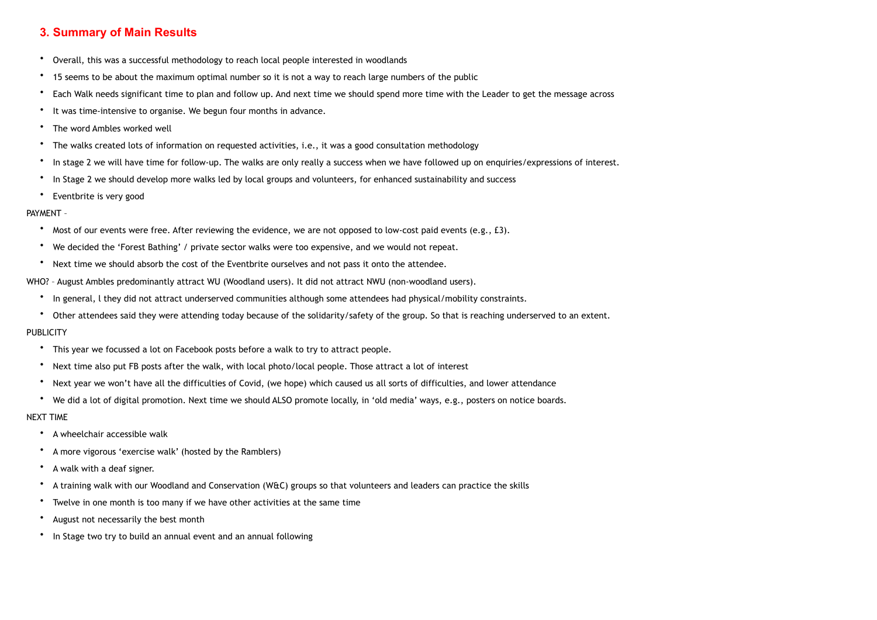## 3. Summary of Main Results

- Overall, this was a successful methodology to reach local people interested in woodlands
- 15 seems to be about the maximum optimal number so it is not a way to reach large numbers of the public
- Each Walk needs significant time to plan and follow up. And next time we should spend more time with the Leader to get the message across
- It was time-intensive to organise. We begun four months in advance.
- The word Ambles worked well
- The walks created lots of information on requested activities, i.e., it was a good consultation methodology
- In stage 2 we will have time for follow-up. The walks are only really a success when we have followed up on enquiries/expressions of interest.
- In Stage 2 we should develop more walks led by local groups and volunteers, for enhanced sustainability and success
- Eventbrite is very good

PAYMENT –

- Most of our events were free. After reviewing the evidence, we are not opposed to low-cost paid events (e.g., £3).
- We decided the 'Forest Bathing' / private sector walks were too expensive, and we would not repeat.
- Next time we should absorb the cost of the Eventbrite ourselves and not pass it onto the attendee.

WHO? – August Ambles predominantly attract WU (Woodland users). It did not attract NWU (non-woodland users).

- In general, l they did not attract underserved communities although some attendees had physical/mobility constraints.
- Other attendees said they were attending today because of the solidarity/safety of the group. So that is reaching underserved to an extent.

PUBLICITY

- This year we focussed a lot on Facebook posts before a walk to try to attract people.
- Next time also put FB posts after the walk, with local photo/local people. Those attract a lot of interest
- Next year we won't have all the difficulties of Covid, (we hope) which caused us all sorts of difficulties, and lower attendance
- We did a lot of digital promotion. Next time we should ALSO promote locally, in 'old media' ways, e.g., posters on notice boards.

NEXT TIME

- A wheelchair accessible walk
- A more vigorous 'exercise walk' (hosted by the Ramblers)
- A walk with a deaf signer.
- A training walk with our Woodland and Conservation (W&C) groups so that volunteers and leaders can practice the skills
- Twelve in one month is too many if we have other activities at the same time
- August not necessarily the best month
- In Stage two try to build an annual event and an annual following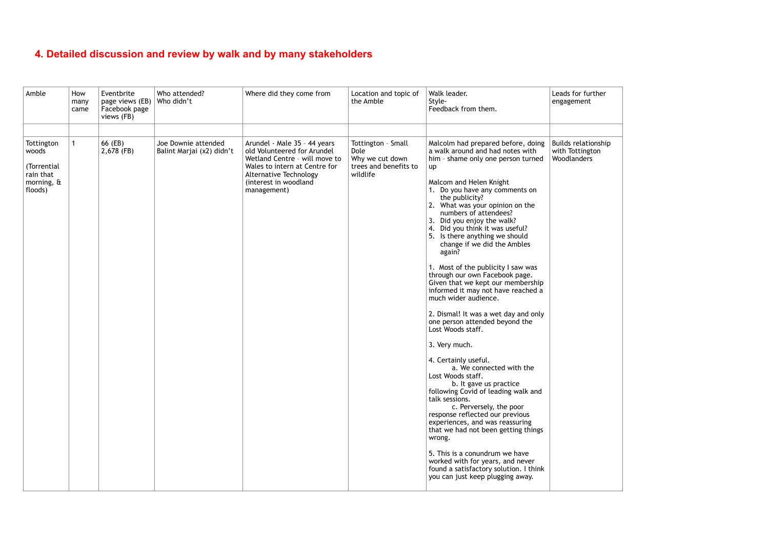# 4. Detailed discussion and review by walk and by many stakeholders

| Amble | How many came | Eventbrite page views (EB) Facebook page views (FB) | Who attended? Who didn't | Where did they come from | Location and topic of the Amble | Walk leader. Style- Feedback from them. | Leads for further engagement |
|---|---|---|---|---|---|---|---|
| | | | | | | | |
| Tottington woods<br><br>(Torrential rain that morning, & floods) | 1 | 66 (EB)<br>2,678 (FB) | Joe Downie attended<br>Balint Marjai (x2) didn't | Arundel - Male 35 - 44 years old Volunteered for Arundel Wetland Centre - will move to Wales to intern at Centre for Alternative Technology (interest in woodland management) | Tottington - Small Dole<br>Why we cut down trees and benefits to wildlife | Malcolm had prepared before, doing a walk around and had notes with him - shame only one person turned up<br><br>Malcom and Helen Knight<br>1. Do you have any comments on the publicity?<br>2. What was your opinion on the numbers of attendees?<br>3. Did you enjoy the walk?<br>4. Did you think it was useful?<br>5. Is there anything we should change if we did the Ambles again?<br><br>1. Most of the publicity I saw was through our own Facebook page. Given that we kept our membership informed it may not have reached a much wider audience.<br><br>2. Dismal! It was a wet day and only one person attended beyond the Lost Woods staff.<br><br>3. Very much.<br><br>4. Certainly useful.<br>a. We connected with the Lost Woods staff.<br>b. It gave us practice following Covid of leading walk and talk sessions.<br>c. Perversely, the poor response reflected our previous experiences, and was reassuring that we had not been getting things wrong.<br><br>5. This is a conundrum we have worked with for years, and never found a satisfactory solution. I think you can just keep plugging away. | Builds relationship with Tottington Woodlanders |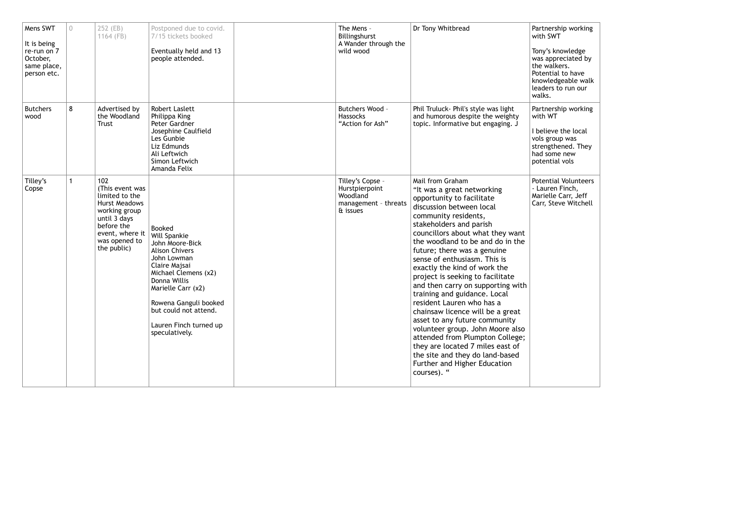| | | | | | | | |
|---|---|---|---|---|---|---|---|
| Mens SWT<br><br>It is being re-run on 7 October, same place, person etc. | 0 | 252 (EB)<br>1164 (FB) | Postponed due to covid.<br>7/15 tickets booked<br><br>Eventually held and 13 people attended. | | The Mens - Billingshurst<br>A Wander through the wild wood | Dr Tony Whitbread | Partnership working with SWT<br><br>Tony's knowledge was appreciated by the walkers. Potential to have knowledgeable walk leaders to run our walks. |
| Butchers wood | 8 | Advertised by the Woodland Trust | Robert Laslett<br>Philippa King<br>Peter Gardner<br>Josephine Caulfield<br>Les Gunbie<br>Liz Edmunds<br>Ali Leftwich<br>Simon Leftwich<br>Amanda Felix | | Butchers Wood - Hassocks<br>"Action for Ash" | Phil Truluck- Phil's style was light and humorous despite the weighty topic. Informative but engaging. J | Partnership working with WT<br><br>I believe the local vols group was strengthened. They had some new potential vols |
| Tilley's Copse | 1 | 102<br>(This event was limited to the Hurst Meadows working group until 3 days before the event, where it was opened to the public) | Booked<br>Will Spankie<br>John Moore-Bick<br>Alison Chivers<br>John Lowman<br>Claire Majsai<br>Michael Clemens (x2)<br>Donna Willis<br>Marielle Carr (x2)<br><br>Rowena Ganguli booked but could not attend.<br><br>Lauren Finch turned up speculatively. | | Tilley's Copse - Hurstpierpoint Woodland management - threats & issues | Mail from Graham<br>"It was a great networking opportunity to facilitate discussion between local community residents, stakeholders and parish councillors about what they want the woodland to be and do in the future; there was a genuine sense of enthusiasm. This is exactly the kind of work the project is seeking to facilitate and then carry on supporting with training and guidance. Local resident Lauren who has a chainsaw licence will be a great asset to any future community volunteer group. John Moore also attended from Plumpton College; they are located 7 miles east of the site and they do land-based Further and Higher Education courses). " | Potential Volunteers - Lauren Finch, Marielle Carr, Jeff Carr, Steve Witchell |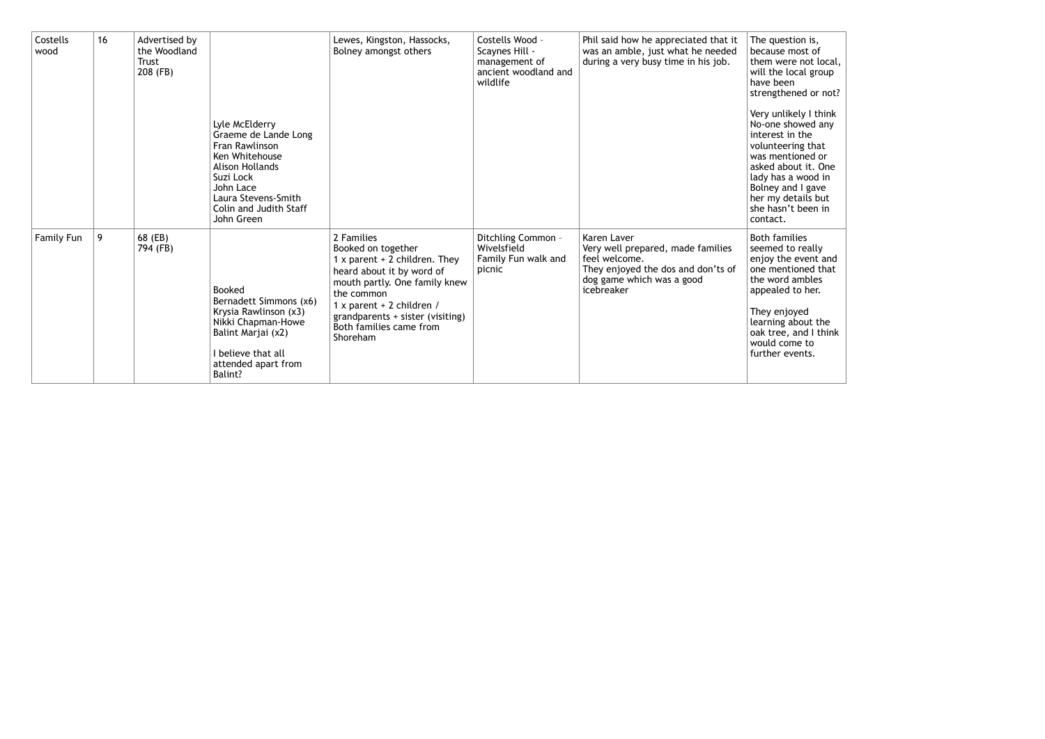| Costells wood | 16 | Advertised by the Woodland Trust<br>208 (FB) | Lyle McElderry<br>Graeme de Lande Long<br>Fran Rawlinson<br>Ken Whitehouse<br>Alison Hollands<br>Suzi Lock<br>John Lace<br>Laura Stevens-Smith<br>Colin and Judith Staff<br>John Green | Lewes, Kingston, Hassocks, Bolney amongst others | Costells Wood - Scaynes Hill - management of ancient woodland and wildlife | Phil said how he appreciated that it was an amble, just what he needed during a very busy time in his job. | The question is, because most of them were not local, will the local group have been strengthened or not?<br><br>Very unlikely I think No-one showed any interest in the volunteering that was mentioned or asked about it. One lady has a wood in Bolney and I gave her my details but she hasn't been in contact. |
|---|---|---|---|---|---|---|---|
| Family Fun | 9 | 68 (EB)<br>794 (FB) | Booked<br>Bernadett Simmons (x6)<br>Krysia Rawlinson (x3)<br>Nikki Chapman-Howe<br>Balint Marjai (x2)<br><br>I believe that all attended apart from Balint? | 2 Families<br>Booked on together<br>1 x parent + 2 children. They heard about it by word of mouth partly. One family knew the common<br>1 x parent + 2 children / grandparents + sister (visiting)<br>Both families came from Shoreham | Ditchling Common - Wivelsfield<br>Family Fun walk and picnic | Karen Laver<br>Very well prepared, made families feel welcome.<br>They enjoyed the dos and don'ts of dog game which was a good icebreaker | Both families seemed to really enjoy the event and one mentioned that the word ambles appealed to her.<br><br>They enjoyed learning about the oak tree, and I think would come to further events. |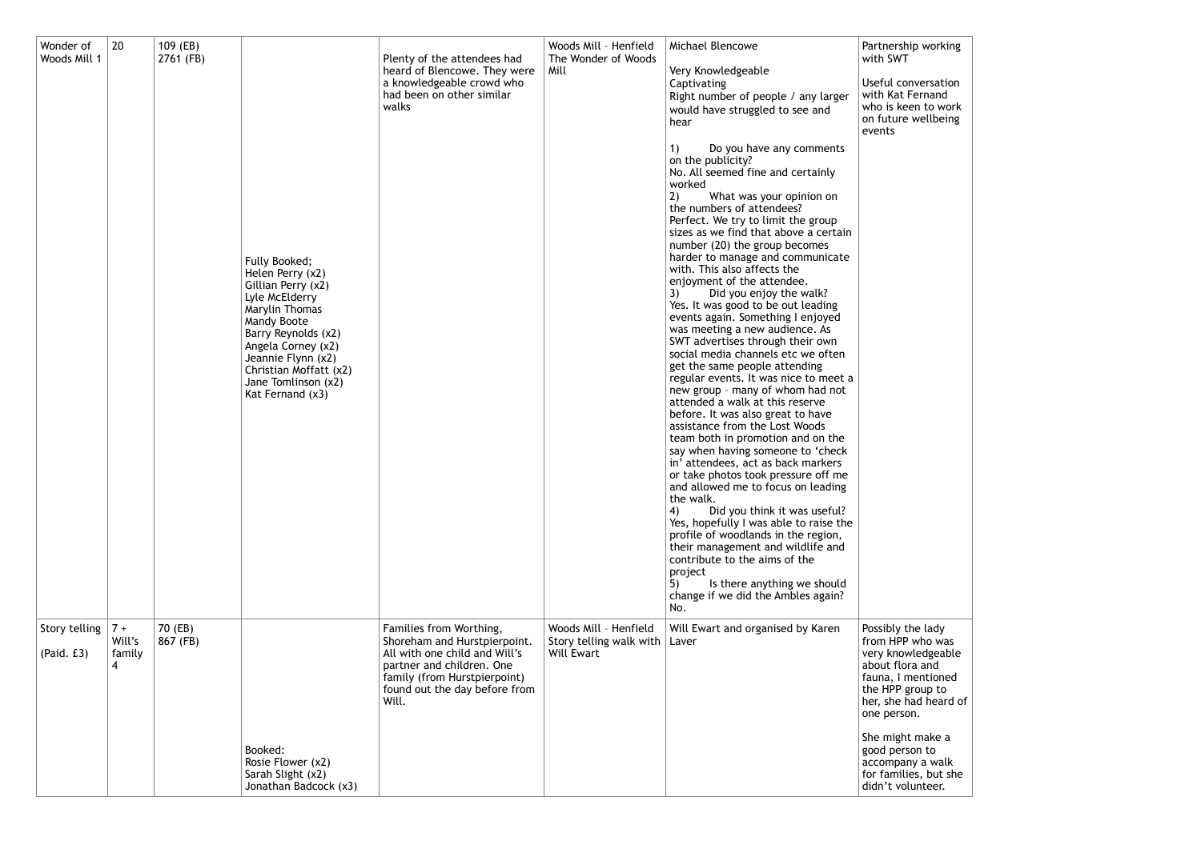| Wonder of Woods Mill 1 | 20 | 109 (EB) 2761 (FB) | Fully Booked; Helen Perry (x2) Gillian Perry (x2) Lyle McElderry Marylin Thomas Mandy Boote Barry Reynolds (x2) Angela Corney (x2) Jeannie Flynn (x2) Christian Moffatt (x2) Jane Tomlinson (x2) Kat Fernand (x3) | Plenty of the attendees had heard of Blencowe. They were a knowledgeable crowd who had been on other similar walks | Woods Mill – Henfield The Wonder of Woods Mill | Michael Blencowe<br><br>Very Knowledgeable<br>Captivating<br>Right number of people / any larger would have struggled to see and hear<br><br>1) Do you have any comments on the publicity?<br>No. All seemed fine and certainly worked<br>2) What was your opinion on the numbers of attendees?<br>Perfect. We try to limit the group sizes as we find that above a certain number (20) the group becomes harder to manage and communicate with. This also affects the enjoyment of the attendee.<br>3) Did you enjoy the walk?<br>Yes. It was good to be out leading events again. Something I enjoyed was meeting a new audience. As SWT advertises through their own social media channels etc we often get the same people attending regular events. It was nice to meet a new group – many of whom had not attended a walk at this reserve before. It was also great to have assistance from the Lost Woods team both in promotion and on the say when having someone to 'check in' attendees, act as back markers or take photos took pressure off me and allowed me to focus on leading the walk.<br>4) Did you think it was useful?<br>Yes, hopefully I was able to raise the profile of woodlands in the region, their management and wildlife and contribute to the aims of the project<br>5) Is there anything we should change if we did the Ambles again?<br>No. | Partnership working with SWT<br><br>Useful conversation with Kat Fernand who is keen to work on future wellbeing events |
|---|---|---|---|---|---|---|---|
| Story telling<br><br>(Paid. £3) | 7 + Will's family 4 | 70 (EB) 867 (FB) | Booked: Rosie Flower (x2) Sarah Slight (x2) Jonathan Badcock (x3) | Families from Worthing, Shoreham and Hurstpierpoint. All with one child and Will's partner and children. One family (from Hurstpierpoint) found out the day before from Will. | Woods Mill – Henfield Story telling walk with Will Ewart | Will Ewart and organised by Karen Laver | Possibly the lady from HPP who was very knowledgeable about flora and fauna, I mentioned the HPP group to her, she had heard of one person.<br><br>She might make a good person to accompany a walk for families, but she didn't volunteer. |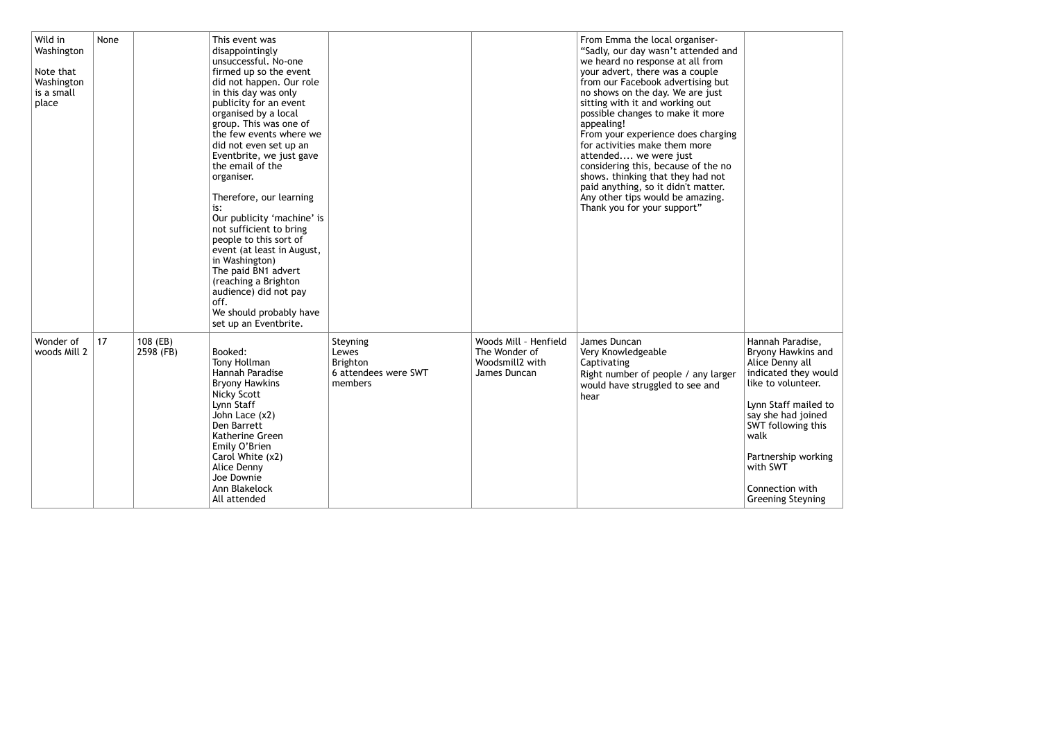| | | | | | | | |
|---|---|---|---|---|---|---|---|
| Wild in Washington<br><br>Note that Washington is a small place | None | | This event was disappointingly unsuccessful. No-one firmed up so the event did not happen. Our role in this day was only publicity for an event organised by a local group. This was one of the few events where we did not even set up an Eventbrite, we just gave the email of the organiser.<br><br>Therefore, our learning is:<br>Our publicity 'machine' is not sufficient to bring people to this sort of event (at least in August, in Washington)<br>The paid BN1 advert (reaching a Brighton audience) did not pay off.<br>We should probably have set up an Eventbrite. | | | From Emma the local organiser- "Sadly, our day wasn't attended and we heard no response at all from your advert, there was a couple from our Facebook advertising but no shows on the day. We are just sitting with it and working out possible changes to make it more appealing!<br>From your experience does charging for activities make them more attended.... we were just considering this, because of the no shows. thinking that they had not paid anything, so it didn't matter. Any other tips would be amazing. Thank you for your support" | |
| Wonder of woods Mill 2 | 17 | 108 (EB)<br>2598 (FB) | Booked:<br>Tony Hollman<br>Hannah Paradise<br>Bryony Hawkins<br>Nicky Scott<br>Lynn Staff<br>John Lace (x2)<br>Den Barrett<br>Katherine Green<br>Emily O'Brien<br>Carol White (x2)<br>Alice Denny<br>Joe Downie<br>Ann Blakelock<br>All attended | Steyning<br>Lewes<br>Brighton<br>6 attendees were SWT members | Woods Mill – Henfield<br>The Wonder of Woodsmill2 with James Duncan | James Duncan<br>Very Knowledgeable<br>Captivating<br>Right number of people / any larger would have struggled to see and hear | Hannah Paradise, Bryony Hawkins and Alice Denny all indicated they would like to volunteer.<br><br>Lynn Staff mailed to say she had joined SWT following this walk<br><br>Partnership working with SWT<br><br>Connection with Greening Steyning |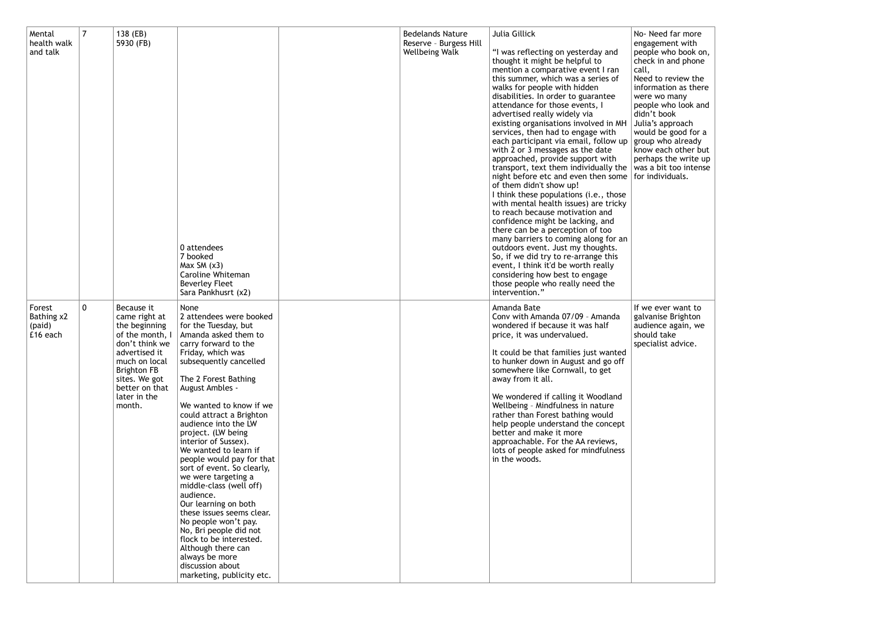| Mental health walk and talk | 7 | 138 (EB)<br>5930 (FB) | 0 attendees<br>7 booked<br>Max SM (x3)<br>Caroline Whiteman<br>Beverley Fleet<br>Sara Pankhusrt (x2) | | Bedelands Nature Reserve – Burgess Hill Wellbeing Walk | Julia Gillick<br><br>"I was reflecting on yesterday and thought it might be helpful to mention a comparative event I ran this summer, which was a series of walks for people with hidden disabilities. In order to guarantee attendance for those events, I advertised really widely via existing organisations involved in MH services, then had to engage with each participant via email, follow up with 2 or 3 messages as the date approached, provide support with transport, text them individually the night before etc and even then some of them didn't show up!<br>I think these populations (i.e., those with mental health issues) are tricky to reach because motivation and confidence might be lacking, and there can be a perception of too many barriers to coming along for an outdoors event. Just my thoughts.<br>So, if we did try to re-arrange this event, I think it'd be worth really considering how best to engage those people who really need the intervention." | No- Need far more engagement with people who book on, check in and phone call,<br>Need to review the information as there were wo many people who look and didn't book<br>Julia's approach would be good for a group who already know each other but perhaps the write up was a bit too intense for individuals. |
|---|---|---|---|---|---|---|---|
| Forest Bathing x2 (paid) £16 each | 0 | Because it came right at the beginning of the month, I don't think we advertised it much on local Brighton FB sites. We got better on that later in the month. | None<br>2 attendees were booked for the Tuesday, but Amanda asked them to carry forward to the Friday, which was subsequently cancelled<br><br>The 2 Forest Bathing August Ambles -<br><br>We wanted to know if we could attract a Brighton audience into the LW project. (LW being interior of Sussex).<br>We wanted to learn if people would pay for that sort of event. So clearly, we were targeting a middle-class (well off) audience.<br>Our learning on both these issues seems clear.<br>No people won't pay.<br>No, Bri people did not flock to be interested.<br>Although there can always be more discussion about marketing, publicity etc. | | | Amanda Bate<br>Conv with Amanda 07/09 – Amanda wondered if because it was half price, it was undervalued.<br><br>It could be that families just wanted to hunker down in August and go off somewhere like Cornwall, to get away from it all.<br><br>We wondered if calling it Woodland Wellbeing – Mindfulness in nature rather than Forest bathing would help people understand the concept better and make it more approachable. For the AA reviews, lots of people asked for mindfulness in the woods. | If we ever want to galvanise Brighton audience again, we should take specialist advice. |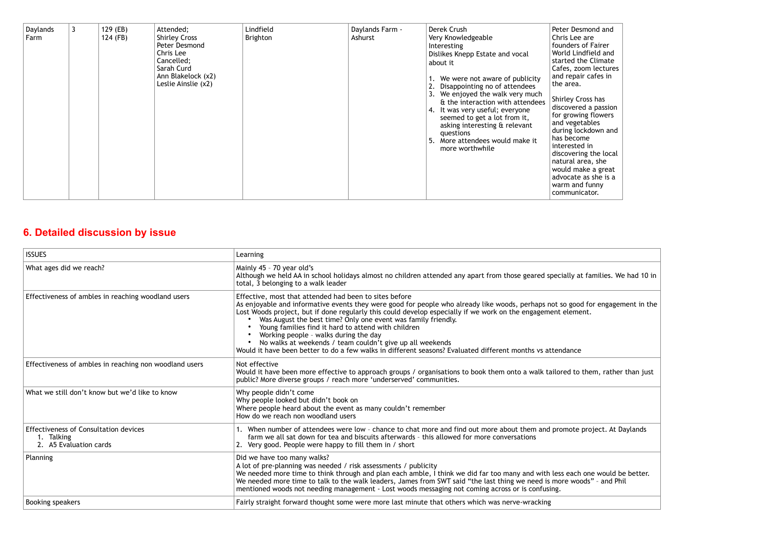| Daylands Farm | 3 | 129 (EB)<br>124 (FB) | Attended;<br>Shirley Cross<br>Peter Desmond<br>Chris Lee<br>Cancelled;<br>Sarah Curd<br>Ann Blakelock (x2)<br>Leslie Ainslie (x2) | Lindfield<br>Brighton | Daylands Farm - Ashurst | Derek Crush<br>Very Knowledgeable<br>Interesting<br>Dislikes Knepp Estate and vocal about it<br><br>1. We were not aware of publicity<br>2. Disappointing no of attendees<br>3. We enjoyed the walk very much & the interaction with attendees<br>4. It was very useful; everyone seemed to get a lot from it, asking interesting & relevant questions<br>5. More attendees would make it more worthwhile | Peter Desmond and Chris Lee are founders of Fairer World Lindfield and started the Climate Cafes, zoom lectures and repair cafes in the area.<br><br>Shirley Cross has discovered a passion for growing flowers and vegetables during lockdown and has become interested in discovering the local natural area, she would make a great advocate as she is a warm and funny communicator. |
|---|---|---|---|---|---|---|---|

## 6. Detailed discussion by issue

| ISSUES | Learning |
|---|---|
| What ages did we reach? | Mainly 45 – 70 year old's<br>Although we held AA in school holidays almost no children attended any apart from those geared specially at families. We had 10 in total, 3 belonging to a walk leader |
| Effectiveness of ambles in reaching woodland users | Effective, most that attended had been to sites before<br>As enjoyable and informative events they were good for people who already like woods, perhaps not so good for engagement in the Lost Woods project, but if done regularly this could develop especially if we work on the engagement element.<br>• Was August the best time? Only one event was family friendly.<br>• Young families find it hard to attend with children<br>• Working people – walks during the day<br>• No walks at weekends / team couldn't give up all weekends<br>Would it have been better to do a few walks in different seasons? Evaluated different months vs attendance |
| Effectiveness of ambles in reaching non woodland users | Not effective<br>Would it have been more effective to approach groups / organisations to book them onto a walk tailored to them, rather than just public? More diverse groups / reach more 'underserved' communities. |
| What we still don't know but we'd like to know | Why people didn't come<br>Why people looked but didn't book on<br>Where people heard about the event as many couldn't remember<br>How do we reach non woodland users |
| Effectiveness of Consultation devices<br>1. Talking<br>2. A5 Evaluation cards | 1. When number of attendees were low – chance to chat more and find out more about them and promote project. At Daylands farm we all sat down for tea and biscuits afterwards – this allowed for more conversations<br>2. Very good. People were happy to fill them in / short |
| Planning | Did we have too many walks?<br>A lot of pre-planning was needed / risk assessments / publicity<br>We needed more time to think through and plan each amble, I think we did far too many and with less each one would be better.<br>We needed more time to talk to the walk leaders, James from SWT said "the last thing we need is more woods" – and Phil mentioned woods not needing management - Lost woods messaging not coming across or is confusing. |
| Booking speakers | Fairly straight forward thought some were more last minute that others which was nerve-wracking |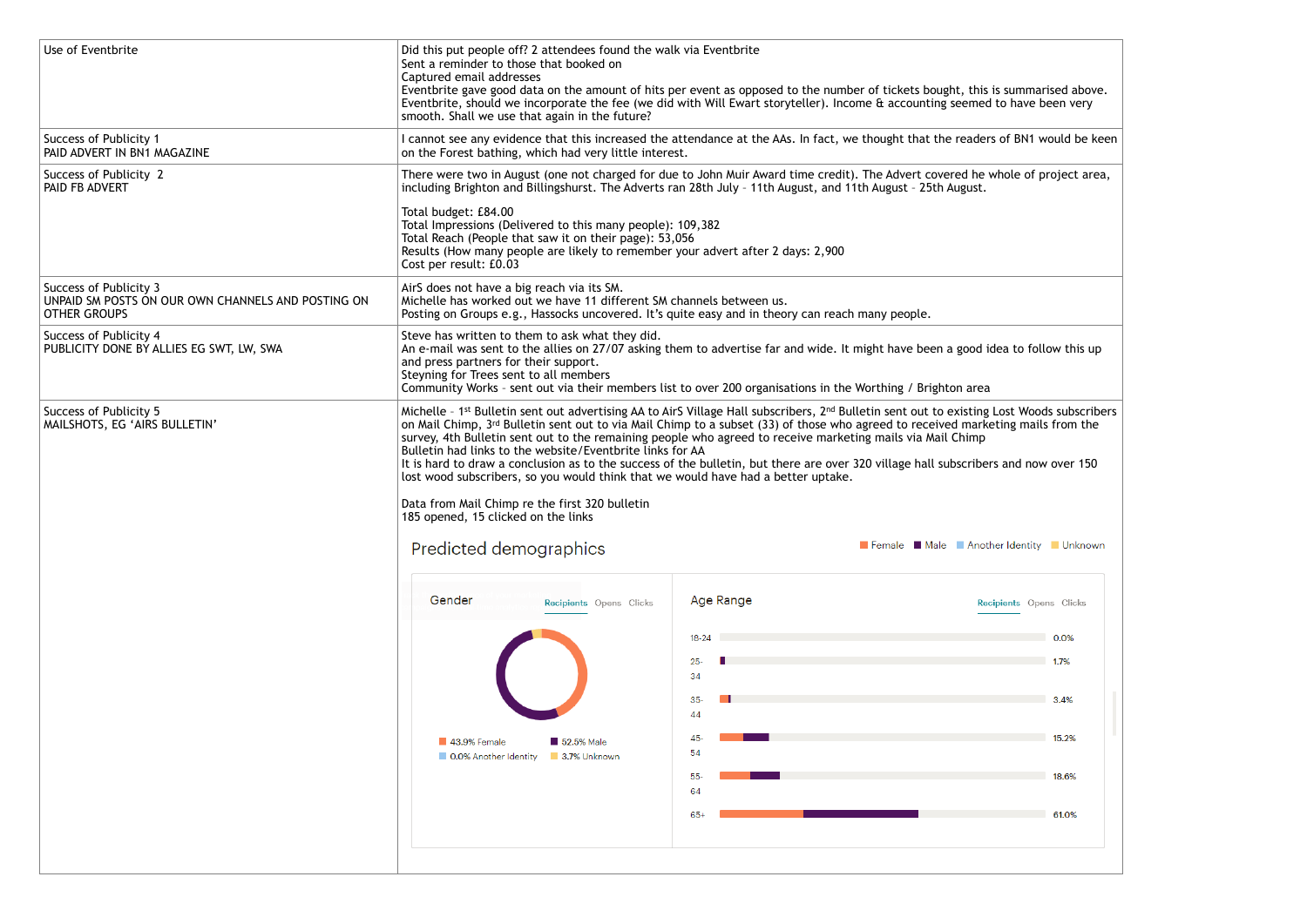| Use of Eventbrite | Did this put people off? 2 attendees found the walk via Eventbrite<br>Sent a reminder to those that booked on<br>Captured email addresses<br>Eventbrite gave good data on the amount of hits per event as opposed to the number of tickets bought, this is summarised above. Eventbrite, should we incorporate the fee (we did with Will Ewart storyteller). Income & accounting seemed to have been very smooth. Shall we use that again in the future? |
|---|---|
| Success of Publicity 1<br>PAID ADVERT IN BN1 MAGAZINE | I cannot see any evidence that this increased the attendance at the AAs. In fact, we thought that the readers of BN1 would be keen on the Forest bathing, which had very little interest. |
| Success of Publicity 2<br>PAID FB ADVERT | There were two in August (one not charged for due to John Muir Award time credit). The Advert covered he whole of project area, including Brighton and Billingshurst. The Adverts ran 28th July – 11th August, and 11th August – 25th August.<br><br>Total budget: £84.00<br>Total Impressions (Delivered to this many people): 109,382<br>Total Reach (People that saw it on their page): 53,056<br>Results (How many people are likely to remember your advert after 2 days: 2,900<br>Cost per result: £0.03 |
| Success of Publicity 3<br>UNPAID SM POSTS ON OUR OWN CHANNELS AND POSTING ON OTHER GROUPS | AirS does not have a big reach via its SM.<br>Michelle has worked out we have 11 different SM channels between us.<br>Posting on Groups e.g., Hassocks uncovered. It's quite easy and in theory can reach many people. |
| Success of Publicity 4<br>PUBLICITY DONE BY ALLIES EG SWT, LW, SWA | Steve has written to them to ask what they did.<br>An e-mail was sent to the allies on 27/07 asking them to advertise far and wide. It might have been a good idea to follow this up and press partners for their support.<br>Steyning for Trees sent to all members<br>Community Works - sent out via their members list to over 200 organisations in the Worthing / Brighton area |
| Success of Publicity 5<br>MAILSHOTS, EG 'AIRS BULLETIN' | Michelle - 1st Bulletin sent out advertising AA to AirS Village Hall subscribers, 2nd Bulletin sent out to existing Lost Woods subscribers on Mail Chimp, 3rd Bulletin sent out to via Mail Chimp to a subset (33) of those who agreed to received marketing mails from the survey, 4th Bulletin sent out to the remaining people who agreed to receive marketing mails via Mail Chimp<br>Bulletin had links to the website/Eventbrite links for AA<br>It is hard to draw a conclusion as to the success of the bulletin, but there are over 320 village hall subscribers and now over 150 lost wood subscribers, so you would think that we would have had a better uptake.<br><br>Data from Mail Chimp re the first 320 bulletin<br>185 opened, 15 clicked on the links<br><br>**Predicted demographics** (Female / Male / Another Identity / Unknown)<br><br>Gender (Recipients): 43.9% Female, 52.5% Male, 0.0% Another Identity, 3.7% Unknown<br><br>Age Range (Recipients): 18-24: 0.0%; 25-34: 1.7%; 35-44: 3.4%; 45-54: 15.2%; 55-64: 18.6%; 65+: 61.0% |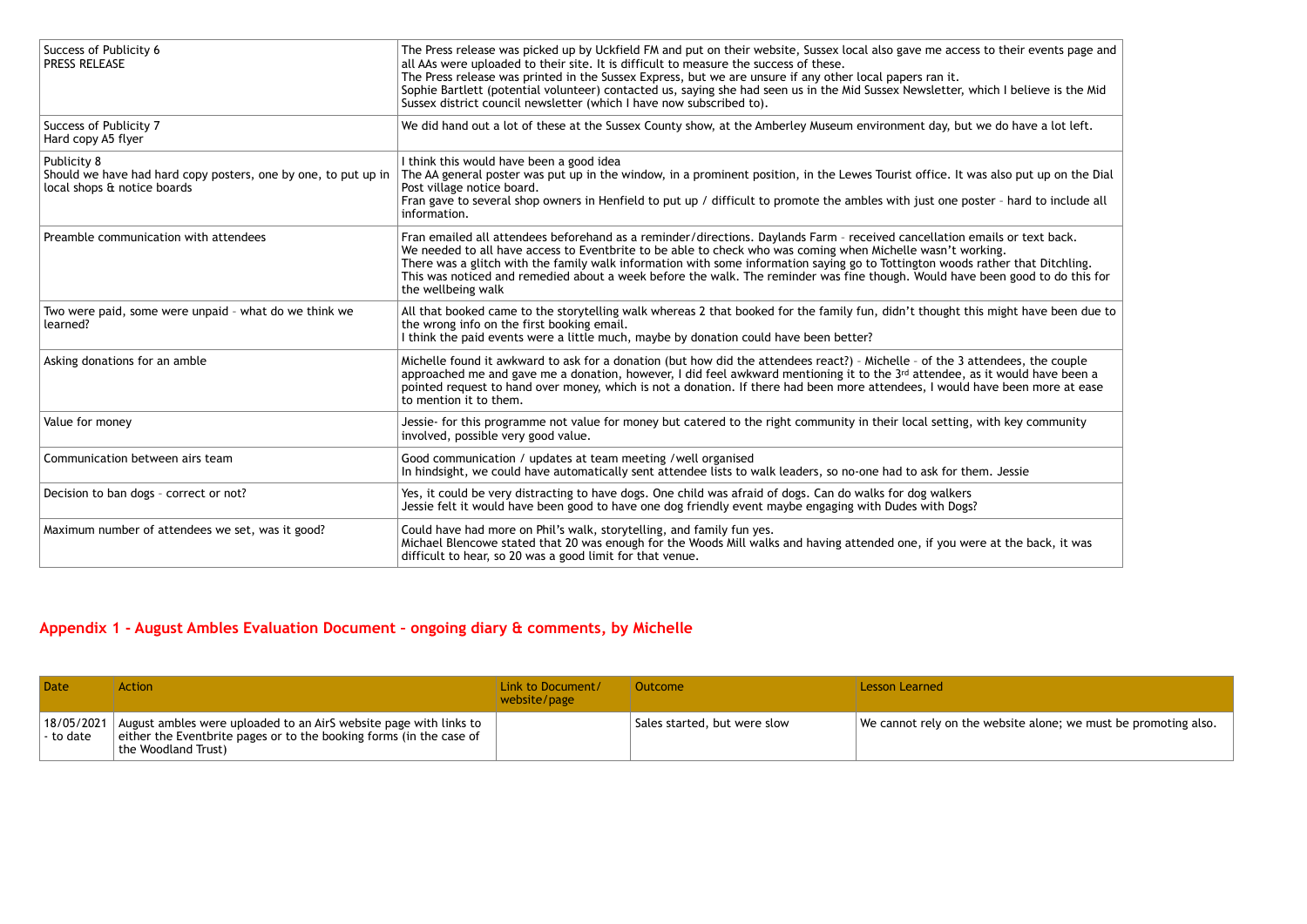| | |
|---|---|
| Success of Publicity 6<br>PRESS RELEASE | The Press release was picked up by Uckfield FM and put on their website, Sussex local also gave me access to their events page and all AAs were uploaded to their site. It is difficult to measure the success of these.<br>The Press release was printed in the Sussex Express, but we are unsure if any other local papers ran it.<br>Sophie Bartlett (potential volunteer) contacted us, saying she had seen us in the Mid Sussex Newsletter, which I believe is the Mid Sussex district council newsletter (which I have now subscribed to). |
| Success of Publicity 7<br>Hard copy A5 flyer | We did hand out a lot of these at the Sussex County show, at the Amberley Museum environment day, but we do have a lot left. |
| Publicity 8<br>Should we have had hard copy posters, one by one, to put up in local shops & notice boards | I think this would have been a good idea<br>The AA general poster was put up in the window, in a prominent position, in the Lewes Tourist office. It was also put up on the Dial Post village notice board.<br>Fran gave to several shop owners in Henfield to put up / difficult to promote the ambles with just one poster - hard to include all information. |
| Preamble communication with attendees | Fran emailed all attendees beforehand as a reminder/directions. Daylands Farm - received cancellation emails or text back.<br>We needed to all have access to Eventbrite to be able to check who was coming when Michelle wasn't working.<br>There was a glitch with the family walk information with some information saying go to Tottington woods rather that Ditchling. This was noticed and remedied about a week before the walk. The reminder was fine though. Would have been good to do this for the wellbeing walk |
| Two were paid, some were unpaid - what do we think we learned? | All that booked came to the storytelling walk whereas 2 that booked for the family fun, didn't thought this might have been due to the wrong info on the first booking email.<br>I think the paid events were a little much, maybe by donation could have been better? |
| Asking donations for an amble | Michelle found it awkward to ask for a donation (but how did the attendees react?) - Michelle - of the 3 attendees, the couple approached me and gave me a donation, however, I did feel awkward mentioning it to the 3rd attendee, as it would have been a pointed request to hand over money, which is not a donation. If there had been more attendees, I would have been more at ease to mention it to them. |
| Value for money | Jessie- for this programme not value for money but catered to the right community in their local setting, with key community involved, possible very good value. |
| Communication between airs team | Good communication / updates at team meeting /well organised<br>In hindsight, we could have automatically sent attendee lists to walk leaders, so no-one had to ask for them. Jessie |
| Decision to ban dogs - correct or not? | Yes, it could be very distracting to have dogs. One child was afraid of dogs. Can do walks for dog walkers<br>Jessie felt it would have been good to have one dog friendly event maybe engaging with Dudes with Dogs? |
| Maximum number of attendees we set, was it good? | Could have had more on Phil's walk, storytelling, and family fun yes.<br>Michael Blencowe stated that 20 was enough for the Woods Mill walks and having attended one, if you were at the back, it was difficult to hear, so 20 was a good limit for that venue. |

## Appendix 1 - August Ambles Evaluation Document – ongoing diary & comments, by Michelle

| Date | Action | Link to Document/ website/page | Outcome | Lesson Learned |
|---|---|---|---|---|
| 18/05/2021 - to date | August ambles were uploaded to an AirS website page with links to either the Eventbrite pages or to the booking forms (in the case of the Woodland Trust) | | Sales started, but were slow | We cannot rely on the website alone; we must be promoting also. |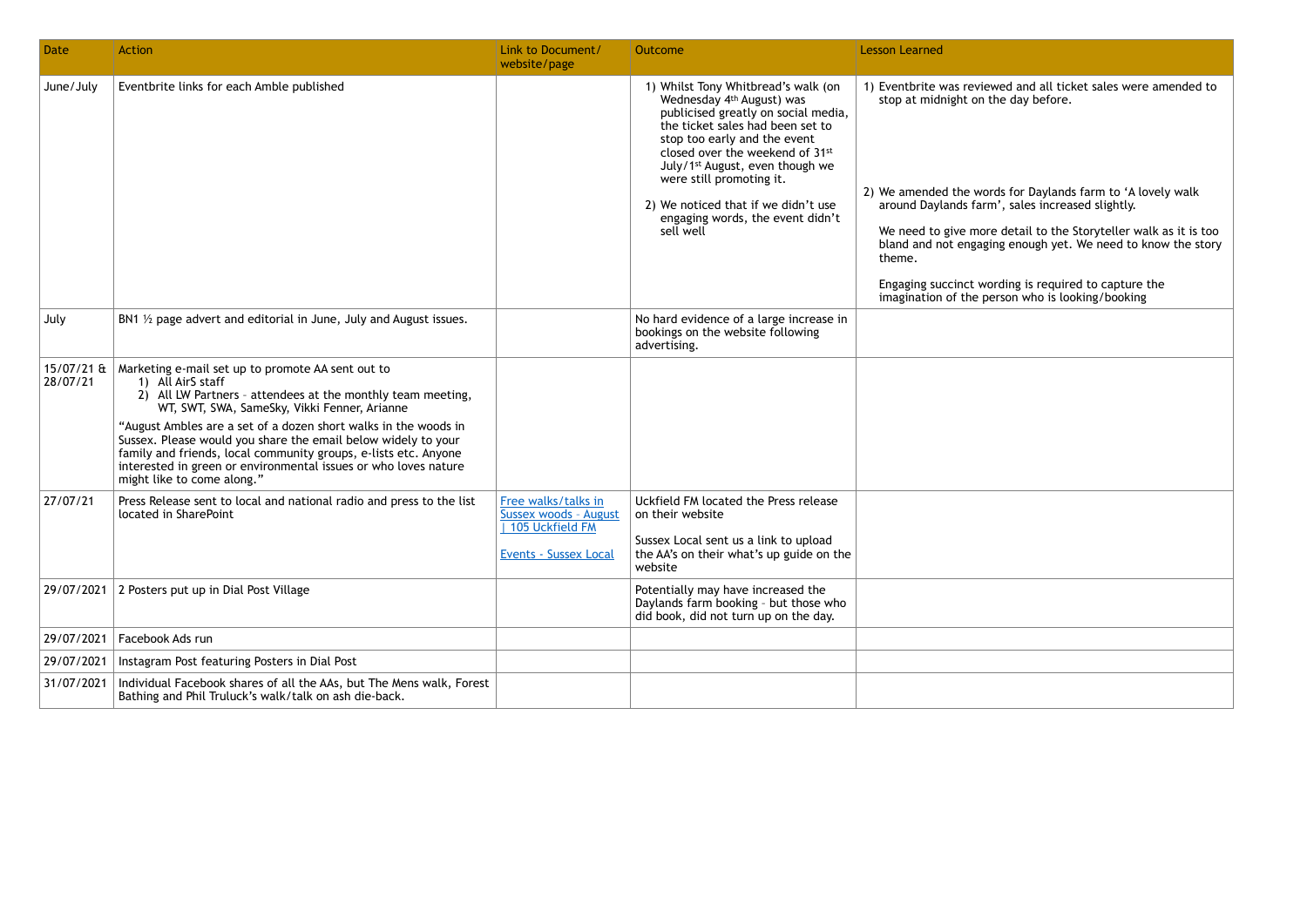| Date | Action | Link to Document/ website/page | Outcome | Lesson Learned |
|---|---|---|---|---|
| June/July | Eventbrite links for each Amble published | | 1) Whilst Tony Whitbread's walk (on Wednesday 4th August) was publicised greatly on social media, the ticket sales had been set to stop too early and the event closed over the weekend of 31st July/1st August, even though we were still promoting it.<br><br>2) We noticed that if we didn't use engaging words, the event didn't sell well | 1) Eventbrite was reviewed and all ticket sales were amended to stop at midnight on the day before.<br><br>2) We amended the words for Daylands farm to 'A lovely walk around Daylands farm', sales increased slightly.<br><br>We need to give more detail to the Storyteller walk as it is too bland and not engaging enough yet. We need to know the story theme.<br><br>Engaging succinct wording is required to capture the imagination of the person who is looking/booking |
| July | BN1 ½ page advert and editorial in June, July and August issues. | | No hard evidence of a large increase in bookings on the website following advertising. | |
| 15/07/21 & 28/07/21 | Marketing e-mail set up to promote AA sent out to<br>1) All AirS staff<br>2) All LW Partners – attendees at the monthly team meeting, WT, SWT, SWA, SameSky, Vikki Fenner, Arianne<br><br>"August Ambles are a set of a dozen short walks in the woods in Sussex. Please would you share the email below widely to your family and friends, local community groups, e-lists etc. Anyone interested in green or environmental issues or who loves nature might like to come along." | | | |
| 27/07/21 | Press Release sent to local and national radio and press to the list located in SharePoint | Free walks/talks in Sussex woods - August \| 105 Uckfield FM<br><br>Events - Sussex Local | Uckfield FM located the Press release on their website<br><br>Sussex Local sent us a link to upload the AA's on their what's up guide on the website | |
| 29/07/2021 | 2 Posters put up in Dial Post Village | | Potentially may have increased the Daylands farm booking – but those who did book, did not turn up on the day. | |
| 29/07/2021 | Facebook Ads run | | | |
| 29/07/2021 | Instagram Post featuring Posters in Dial Post | | | |
| 31/07/2021 | Individual Facebook shares of all the AAs, but The Mens walk, Forest Bathing and Phil Truluck's walk/talk on ash die-back. | | | |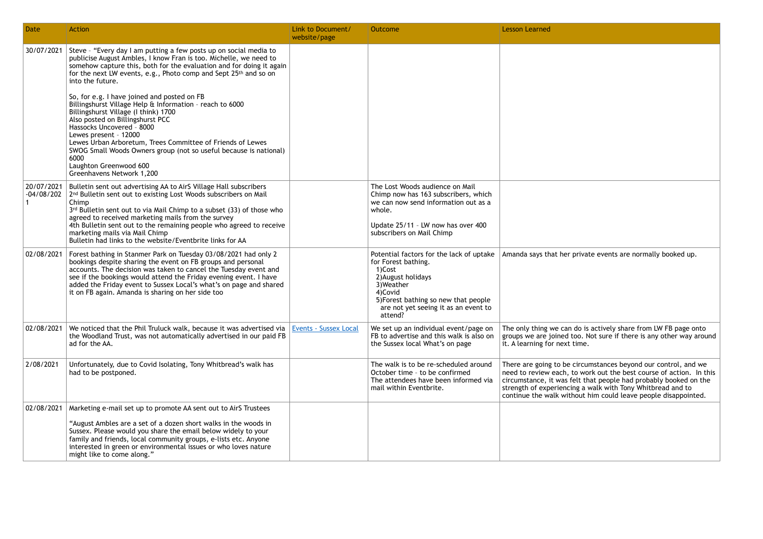| Date | Action | Link to Document/ website/page | Outcome | Lesson Learned |
|---|---|---|---|---|
| 30/07/2021 | Steve - "Every day I am putting a few posts up on social media to publicise August Ambles, I know Fran is too. Michelle, we need to somehow capture this, both for the evaluation and for doing it again for the next LW events, e.g., Photo comp and Sept 25th and so on into the future.<br><br>So, for e.g. I have joined and posted on FB<br>Billingshurst Village Help & Information - reach to 6000<br>Billingshurst Village (I think) 1700<br>Also posted on Billingshurst PCC<br>Hassocks Uncovered - 8000<br>Lewes present - 12000<br>Lewes Urban Arboretum, Trees Committee of Friends of Lewes<br>SWOG Small Woods Owners group (not so useful because is national) 6000<br>Laughton Greenwood 600<br>Greenhavens Network 1,200 | | | |
| 20/07/2021 -04/08/2021 | Bulletin sent out advertising AA to AirS Village Hall subscribers<br>2nd Bulletin sent out to existing Lost Woods subscribers on Mail Chimp<br>3rd Bulletin sent out to via Mail Chimp to a subset (33) of those who agreed to received marketing mails from the survey<br>4th Bulletin sent out to the remaining people who agreed to receive marketing mails via Mail Chimp<br>Bulletin had links to the website/Eventbrite links for AA | | The Lost Woods audience on Mail Chimp now has 163 subscribers, which we can now send information out as a whole.<br><br>Update 25/11 - LW now has over 400 subscribers on Mail Chimp | |
| 02/08/2021 | Forest bathing in Stanmer Park on Tuesday 03/08/2021 had only 2 bookings despite sharing the event on FB groups and personal accounts. The decision was taken to cancel the Tuesday event and see if the bookings would attend the Friday evening event. I have added the Friday event to Sussex Local's what's on page and shared it on FB again. Amanda is sharing on her side too | | Potential factors for the lack of uptake for Forest bathing.<br>1)Cost<br>2)August holidays<br>3)Weather<br>4)Covid<br>5)Forest bathing so new that people are not yet seeing it as an event to attend? | Amanda says that her private events are normally booked up. |
| 02/08/2021 | We noticed that the Phil Truluck walk, because it was advertised via the Woodland Trust, was not automatically advertised in our paid FB ad for the AA. | Events - Sussex Local | We set up an individual event/page on FB to advertise and this walk is also on the Sussex local What's on page | The only thing we can do is actively share from LW FB page onto groups we are joined too. Not sure if there is any other way around it. A learning for next time. |
| 2/08/2021 | Unfortunately, due to Covid Isolating, Tony Whitbread's walk has had to be postponed. | | The walk is to be re-scheduled around October time - to be confirmed<br>The attendees have been informed via mail within Eventbrite. | There are going to be circumstances beyond our control, and we need to review each, to work out the best course of action. In this circumstance, it was felt that people had probably booked on the strength of experiencing a walk with Tony Whitbread and to continue the walk without him could leave people disappointed. |
| 02/08/2021 | Marketing e-mail set up to promote AA sent out to AirS Trustees<br><br>"August Ambles are a set of a dozen short walks in the woods in Sussex. Please would you share the email below widely to your family and friends, local community groups, e-lists etc. Anyone interested in green or environmental issues or who loves nature might like to come along." | | | |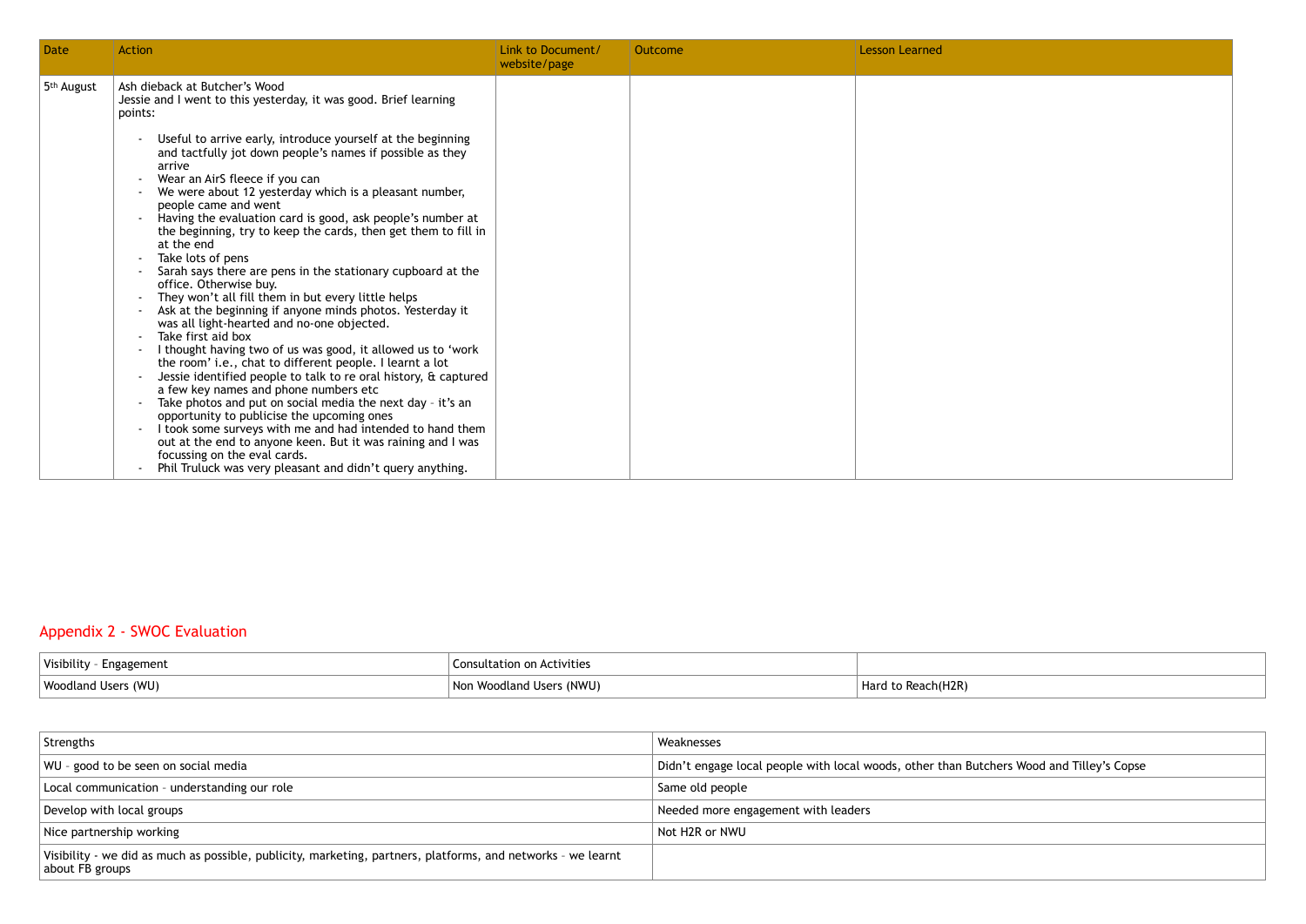| Date | Action | Link to Document/ website/page | Outcome | Lesson Learned |
|---|---|---|---|---|
| 5th August | Ash dieback at Butcher's Wood<br>Jessie and I went to this yesterday, it was good. Brief learning points:<br>- Useful to arrive early, introduce yourself at the beginning and tactfully jot down people's names if possible as they arrive<br>- Wear an AirS fleece if you can<br>- We were about 12 yesterday which is a pleasant number, people came and went<br>- Having the evaluation card is good, ask people's number at the beginning, try to keep the cards, then get them to fill in at the end<br>- Take lots of pens<br>- Sarah says there are pens in the stationary cupboard at the office. Otherwise buy.<br>- They won't all fill them in but every little helps<br>- Ask at the beginning if anyone minds photos. Yesterday it was all light-hearted and no-one objected.<br>- Take first aid box<br>- I thought having two of us was good, it allowed us to 'work the room' i.e., chat to different people. I learnt a lot<br>- Jessie identified people to talk to re oral history, & captured a few key names and phone numbers etc<br>- Take photos and put on social media the next day - it's an opportunity to publicise the upcoming ones<br>- I took some surveys with me and had intended to hand them out at the end to anyone keen. But it was raining and I was focussing on the eval cards.<br>- Phil Truluck was very pleasant and didn't query anything. | | | |

## Appendix 2 - SWOC Evaluation

| Visibility - Engagement | Consultation on Activities | |
|---|---|---|
| Woodland Users (WU) | Non Woodland Users (NWU) | Hard to Reach(H2R) |

| Strengths | Weaknesses |
|---|---|
| WU - good to be seen on social media | Didn't engage local people with local woods, other than Butchers Wood and Tilley's Copse |
| Local communication - understanding our role | Same old people |
| Develop with local groups | Needed more engagement with leaders |
| Nice partnership working | Not H2R or NWU |
| Visibility - we did as much as possible, publicity, marketing, partners, platforms, and networks - we learnt about FB groups | |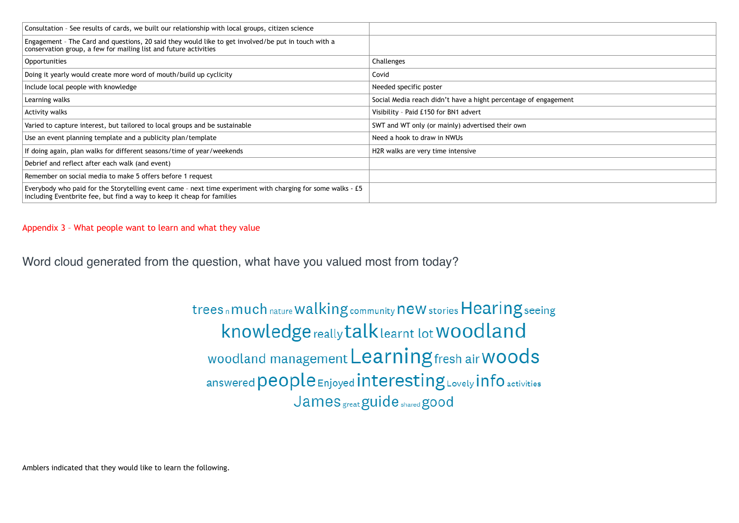| Consultation – See results of cards, we built our relationship with local groups, citizen science | |
|---|---|
| Engagement – The Card and questions, 20 said they would like to get involved/be put in touch with a conservation group, a few for mailing list and future activities | |
| Opportunities | Challenges |
| Doing it yearly would create more word of mouth/build up cyclicity | Covid |
| Include local people with knowledge | Needed specific poster |
| Learning walks | Social Media reach didn't have a hight percentage of engagement |
| Activity walks | Visibility – Paid £150 for BN1 advert |
| Varied to capture interest, but tailored to local groups and be sustainable | SWT and WT only (or mainly) advertised their own |
| Use an event planning template and a publicity plan/template | Need a hook to draw in NWUs |
| If doing again, plan walks for different seasons/time of year/weekends | H2R walks are very time intensive |
| Debrief and reflect after each walk (and event) | |
| Remember on social media to make 5 offers before 1 request | |
| Everybody who paid for the Storytelling event came – next time experiment with charging for some walks - £5 including Eventbrite fee, but find a way to keep it cheap for families | |

## Appendix 3 – What people want to learn and what they value

Word cloud generated from the question, what have you valued most from today?

trees n much nature walking community new stories Hearing seeing
knowledge really talk learnt lot woodland
woodland management Learning fresh air woods
answered people Enjoyed interesting Lovely info activities
James great guide shared good

Amblers indicated that they would like to learn the following.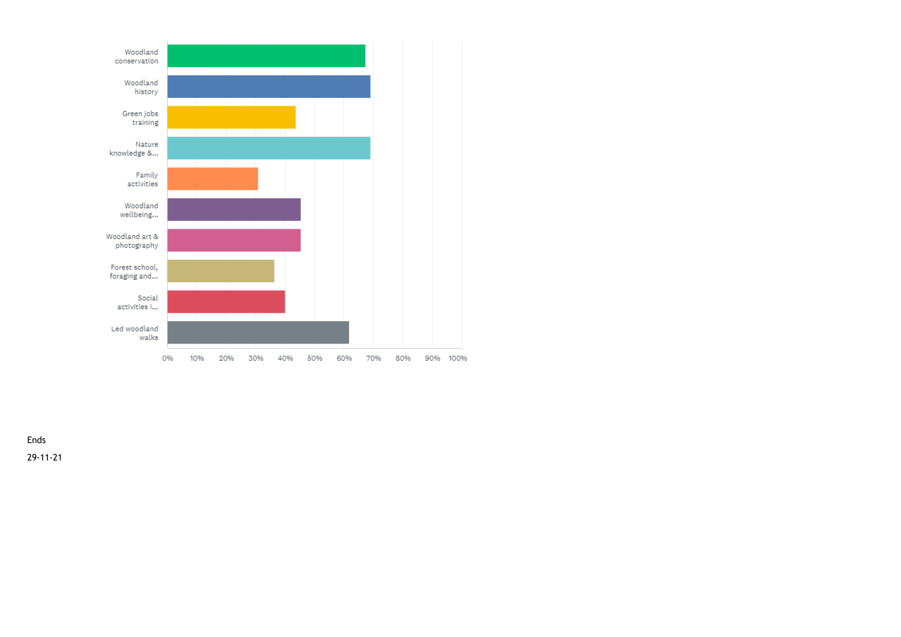Woodland conservation

Woodland history

Green jobs training

Nature knowledge &...

Family activities

Woodland wellbeing...

Woodland art & photography

Forest school, foraging and...

Social activities i...

Led woodland walks

0% 10% 20% 30% 40% 50% 60% 70% 80% 90% 100%

Ends

29-11-21